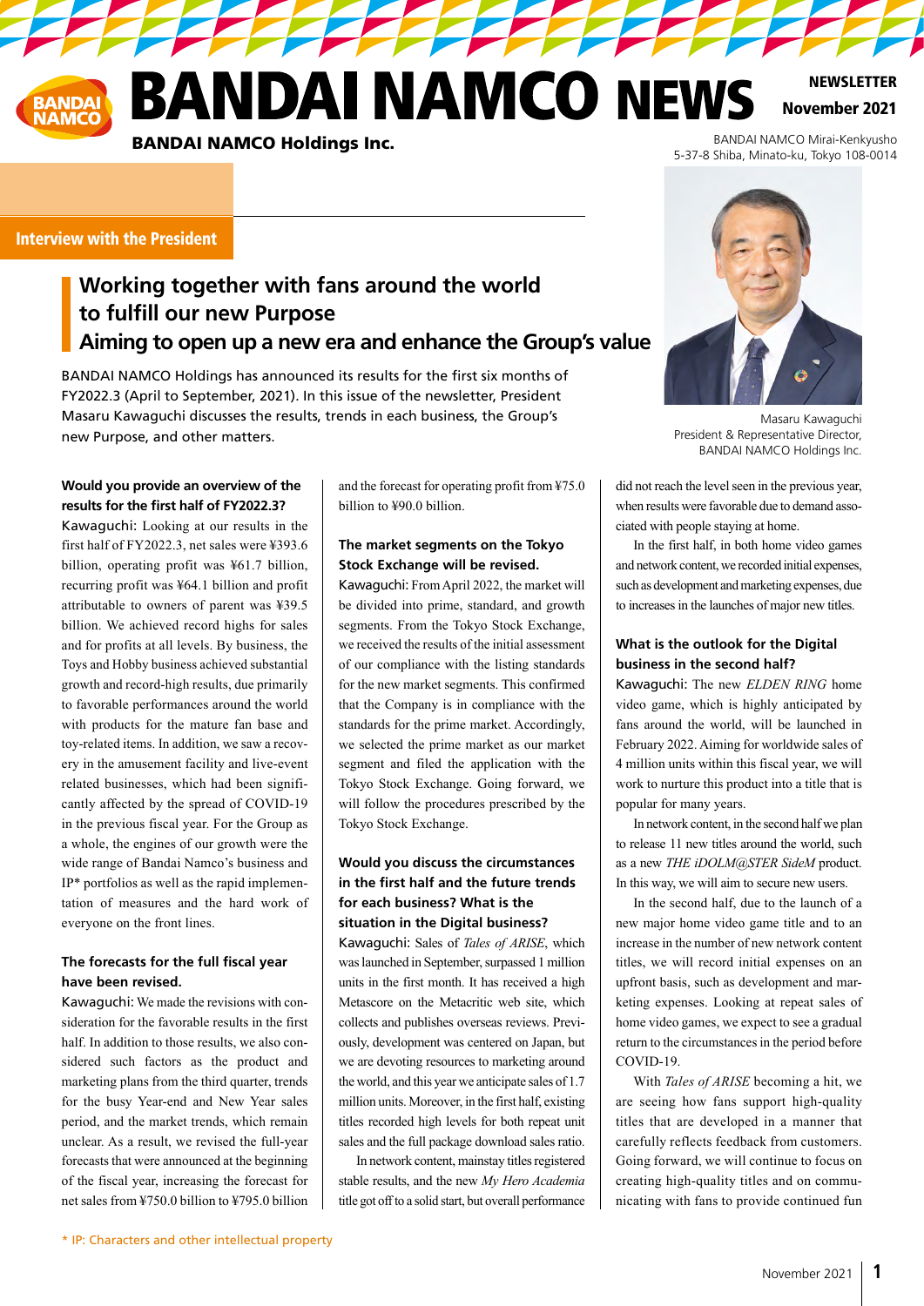# BANDAI NAMCO NEWS

**BANDAI NAMCO Holdings Inc.**

**NEWSLETTER November 2021**

BANDAI NAMCO Mirai-Kenkyusho
5-37-8 Shiba, Minato-ku, Tokyo 108-0014

**Interview with the President**

## Working together with fans around the world to fulfill our new Purpose
## Aiming to open up a new era and enhance the Group's value

BANDAI NAMCO Holdings has announced its results for the first six months of FY2022.3 (April to September, 2021). In this issue of the newsletter, President Masaru Kawaguchi discusses the results, trends in each business, the Group's new Purpose, and other matters.

Masaru Kawaguchi
President & Representative Director,
BANDAI NAMCO Holdings Inc.

**Would you provide an overview of the results for the first half of FY2022.3?**

Kawaguchi: Looking at our results in the first half of FY2022.3, net sales were ¥393.6 billion, operating profit was ¥61.7 billion, recurring profit was ¥64.1 billion and profit attributable to owners of parent was ¥39.5 billion. We achieved record highs for sales and for profits at all levels. By business, the Toys and Hobby business achieved substantial growth and record-high results, due primarily to favorable performances around the world with products for the mature fan base and toy-related items. In addition, we saw a recovery in the amusement facility and live-event related businesses, which had been significantly affected by the spread of COVID-19 in the previous fiscal year. For the Group as a whole, the engines of our growth were the wide range of Bandai Namco's business and IP* portfolios as well as the rapid implementation of measures and the hard work of everyone on the front lines.

**The forecasts for the full fiscal year have been revised.**

Kawaguchi: We made the revisions with consideration for the favorable results in the first half. In addition to those results, we also considered such factors as the product and marketing plans from the third quarter, trends for the busy Year-end and New Year sales period, and the market trends, which remain unclear. As a result, we revised the full-year forecasts that were announced at the beginning of the fiscal year, increasing the forecast for net sales from ¥750.0 billion to ¥795.0 billion and the forecast for operating profit from ¥75.0 billion to ¥90.0 billion.

**The market segments on the Tokyo Stock Exchange will be revised.**

Kawaguchi: From April 2022, the market will be divided into prime, standard, and growth segments. From the Tokyo Stock Exchange, we received the results of the initial assessment of our compliance with the listing standards for the new market segments. This confirmed that the Company is in compliance with the standards for the prime market. Accordingly, we selected the prime market as our market segment and filed the application with the Tokyo Stock Exchange. Going forward, we will follow the procedures prescribed by the Tokyo Stock Exchange.

**Would you discuss the circumstances in the first half and the future trends for each business? What is the situation in the Digital business?**

Kawaguchi: Sales of *Tales of ARISE*, which was launched in September, surpassed 1 million units in the first month. It has received a high Metascore on the Metacritic web site, which collects and publishes overseas reviews. Previously, development was centered on Japan, but we are devoting resources to marketing around the world, and this year we anticipate sales of 1.7 million units. Moreover, in the first half, existing titles recorded high levels for both repeat unit sales and the full package download sales ratio.

In network content, mainstay titles registered stable results, and the new *My Hero Academia* title got off to a solid start, but overall performance did not reach the level seen in the previous year, when results were favorable due to demand associated with people staying at home.

In the first half, in both home video games and network content, we recorded initial expenses, such as development and marketing expenses, due to increases in the launches of major new titles.

**What is the outlook for the Digital business in the second half?**

Kawaguchi: The new *ELDEN RING* home video game, which is highly anticipated by fans around the world, will be launched in February 2022. Aiming for worldwide sales of 4 million units within this fiscal year, we will work to nurture this product into a title that is popular for many years.

In network content, in the second half we plan to release 11 new titles around the world, such as a new *THE iDOLM@STER SideM* product. In this way, we will aim to secure new users.

In the second half, due to the launch of a new major home video game title and to an increase in the number of new network content titles, we will record initial expenses on an upfront basis, such as development and marketing expenses. Looking at repeat sales of home video games, we expect to see a gradual return to the circumstances in the period before COVID-19.

With *Tales of ARISE* becoming a hit, we are seeing how fans support high-quality titles that are developed in a manner that carefully reflects feedback from customers. Going forward, we will continue to focus on creating high-quality titles and on communicating with fans to provide continued fun

\* IP: Characters and other intellectual property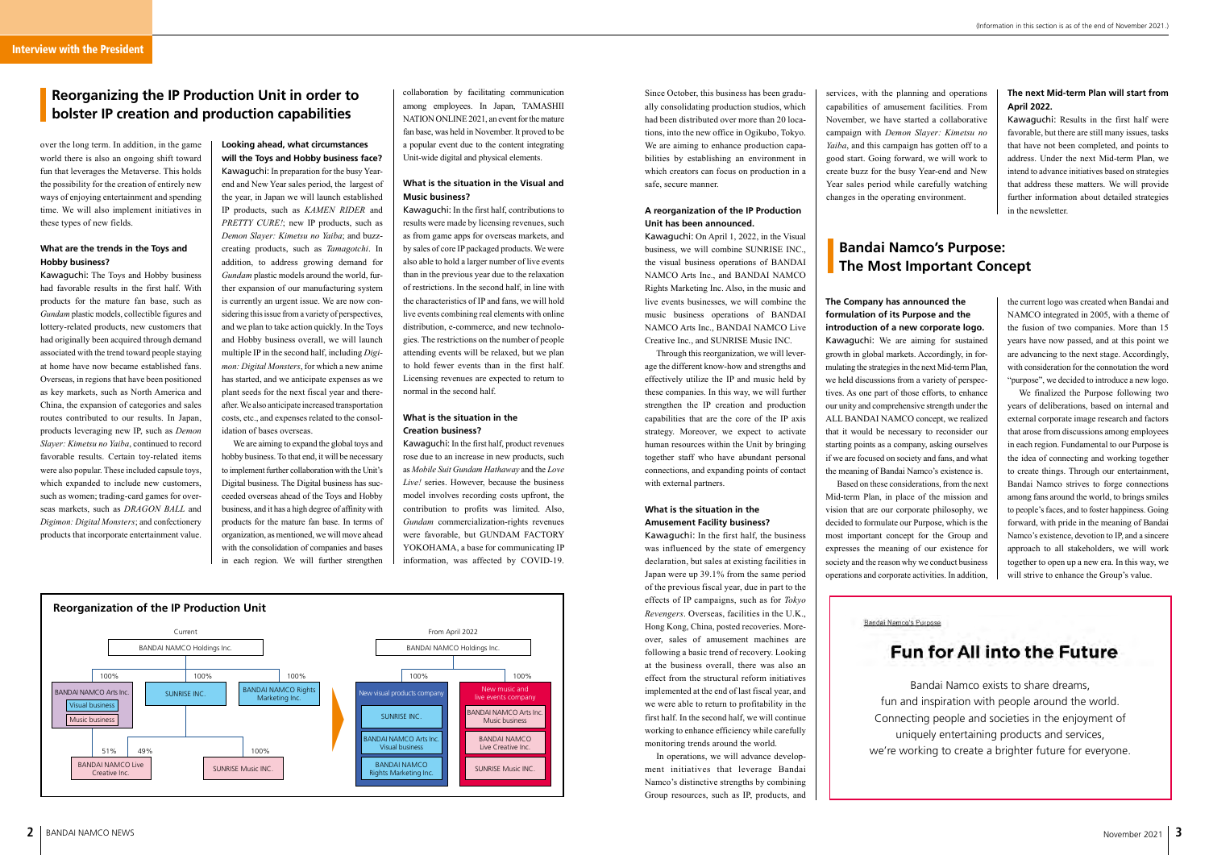(Information in this section is as of the end of November 2021.)

## Reorganizing the IP Production Unit in order to bolster IP creation and production capabilities

over the long term. In addition, in the game world there is also an ongoing shift toward fun that leverages the Metaverse. This holds the possibility for the creation of entirely new ways of enjoying entertainment and spending time. We will also implement initiatives in these types of new fields.

**What are the trends in the Toys and Hobby business?**

Kawaguchi: The Toys and Hobby business had favorable results in the first half. With products for the mature fan base, such as *Gundam* plastic models, collectible figures and lottery-related products, new customers that had originally been acquired through demand associated with the trend toward people staying at home have now become established fans. Overseas, in regions that have been positioned as key markets, such as North America and China, the expansion of categories and sales routes contributed to our results. In Japan, products leveraging new IP, such as *Demon Slayer: Kimetsu no Yaiba*, continued to record favorable results. Certain toy-related items were also popular. These included capsule toys, which expanded to include new customers, such as women; trading-card games for overseas markets, such as *DRAGON BALL* and *Digimon: Digital Monsters*; and confectionery products that incorporate entertainment value.

**Looking ahead, what circumstances will the Toys and Hobby business face?**

Kawaguchi: In preparation for the busy Year-end and New Year sales period, the largest of the year, in Japan we will launch established IP products, such as *KAMEN RIDER* and *PRETTY CURE!*; new IP products, such as *Demon Slayer: Kimetsu no Yaiba*; and buzz-creating products, such as *Tamagotchi*. In addition, to address growing demand for *Gundam* plastic models around the world, further expansion of our manufacturing system is currently an urgent issue. We are now considering this issue from a variety of perspectives, and we plan to take action quickly. In the Toys and Hobby business overall, we will launch multiple IP in the second half, including *Digimon: Digital Monsters*, for which a new anime has started, and we anticipate expenses as we plant seeds for the next fiscal year and thereafter. We also anticipate increased transportation costs, etc., and expenses related to the consolidation of bases overseas.

We are aiming to expand the global toys and hobby business. To that end, it will be necessary to implement further collaboration with the Unit's Digital business. The Digital business has succeeded overseas ahead of the Toys and Hobby business, and it has a high degree of affinity with products for the mature fan base. In terms of organization, as mentioned, we will move ahead with the consolidation of companies and bases in each region. We will further strengthen collaboration by facilitating communication among employees. In Japan, TAMASHII NATION ONLINE 2021, an event for the mature fan base, was held in November. It proved to be a popular event due to the content integrating Unit-wide digital and physical elements.

**What is the situation in the Visual and Music business?**

Kawaguchi: In the first half, contributions to results were made by licensing revenues, such as from game apps for overseas markets, and by sales of core IP packaged products. We were also able to hold a larger number of live events than in the previous year due to the relaxation of restrictions. In the second half, in line with the characteristics of IP and fans, we will hold live events combining real elements with online distribution, e-commerce, and new technologies. The restrictions on the number of people attending events will be relaxed, but we plan to hold fewer events than in the first half. Licensing revenues are expected to return to normal in the second half.

**What is the situation in the Creation business?**

Kawaguchi: In the first half, product revenues rose due to an increase in new products, such as *Mobile Suit Gundam Hathaway* and the *Love Live!* series. However, because the business model involves recording costs upfront, the contribution to profits was limited. Also, *Gundam* commercialization-rights revenues were favorable, but GUNDAM FACTORY YOKOHAMA, a base for communicating IP information, was affected by COVID-19. Since October, this business has been gradually consolidating production studios, which had been distributed over more than 20 locations, into the new office in Ogikubo, Tokyo. We are aiming to enhance production capabilities by establishing an environment in which creators can focus on production in a safe, secure manner.

**A reorganization of the IP Production Unit has been announced.**

Kawaguchi: On April 1, 2022, in the Visual business, we will combine SUNRISE INC., the visual business operations of BANDAI NAMCO Arts Inc., and BANDAI NAMCO Rights Marketing Inc. Also, in the music and live events businesses, we will combine the music business operations of BANDAI NAMCO Arts Inc., BANDAI NAMCO Live Creative Inc., and SUNRISE Music INC.

Through this reorganization, we will leverage the different know-how and strengths and effectively utilize the IP and music held by these companies. In this way, we will further strengthen the IP creation and production capabilities that are the core of the IP axis strategy. Moreover, we expect to activate human resources within the Unit by bringing together staff who have abundant personal connections, and expanding points of contact with external partners.

**Reorganization of the IP Production Unit**

Current:
- BANDAI NAMCO Holdings Inc.
  - 100% BANDAI NAMCO Arts Inc. (Visual business / Music business)
    - 51% BANDAI NAMCO Live Creative Inc.
  - 100% SUNRISE INC.
    - 49% BANDAI NAMCO Live Creative Inc.
    - 100% SUNRISE Music INC.
  - 100% BANDAI NAMCO Rights Marketing Inc.

From April 2022:
- BANDAI NAMCO Holdings Inc.
  - 100% New visual products company: SUNRISE INC. / BANDAI NAMCO Arts Inc. Visual business / BANDAI NAMCO Rights Marketing Inc.
  - 100% New music and live events company: BANDAI NAMCO Arts Inc. Music business / BANDAI NAMCO Live Creative Inc. / SUNRISE Music INC.

**What is the situation in the Amusement Facility business?**

Kawaguchi: In the first half, the business was influenced by the state of emergency declaration, but sales at existing facilities in Japan were up 39.1% from the same period of the previous fiscal year, due in part to the effects of IP campaigns, such as for *Tokyo Revengers*. Overseas, facilities in the U.K., Hong Kong, China, posted recoveries. Moreover, sales of amusement machines are following a basic trend of recovery. Looking at the business overall, there was also an effect from the structural reform initiatives implemented at the end of last fiscal year, and we were able to return to profitability in the first half. In the second half, we will continue working to enhance efficiency while carefully monitoring trends around the world.

In operations, we will advance development initiatives that leverage Bandai Namco's distinctive strengths by combining Group resources, such as IP, products, and services, with the planning and operations capabilities of amusement facilities. From November, we have started a collaborative campaign with *Demon Slayer: Kimetsu no Yaiba*, and this campaign has gotten off to a good start. Going forward, we will work to create buzz for the busy Year-end and New Year sales period while carefully watching changes in the operating environment.

**The next Mid-term Plan will start from April 2022.**

Kawaguchi: Results in the first half were favorable, but there are still many issues, tasks that have not been completed, and points to address. Under the next Mid-term Plan, we intend to advance initiatives based on strategies that address these matters. We will provide further information about detailed strategies in the newsletter.

## Bandai Namco's Purpose: The Most Important Concept

**The Company has announced the formulation of its Purpose and the introduction of a new corporate logo.**

Kawaguchi: We are aiming for sustained growth in global markets. Accordingly, in formulating the strategies in the next Mid-term Plan, we held discussions from a variety of perspectives. As one part of those efforts, to enhance our unity and comprehensive strength under the ALL BANDAI NAMCO concept, we realized that it would be necessary to reconsider our starting points as a company, asking ourselves if we are focused on society and fans, and what the meaning of Bandai Namco's existence is.

Based on these considerations, from the next Mid-term Plan, in place of the mission and vision that are our corporate philosophy, we decided to formulate our Purpose, which is the most important concept for the Group and expresses the meaning of our existence for society and the reason why we conduct business operations and corporate activities. In addition, the current logo was created when Bandai and NAMCO integrated in 2005, with a theme of the fusion of two companies. More than 15 years have now passed, and at this point we are advancing to the next stage. Accordingly, with consideration for the connotation the word "purpose", we decided to introduce a new logo.

We finalized the Purpose following two years of deliberations, based on internal and external corporate image research and factors that arose from discussions among employees in each region. Fundamental to our Purpose is the idea of connecting and working together to create things. Through our entertainment, Bandai Namco strives to forge connections among fans around the world, to brings smiles to people's faces, and to foster happiness. Going forward, with pride in the meaning of Bandai Namco's existence, devotion to IP, and a sincere approach to all stakeholders, we will work together to open up a new era. In this way, we will strive to enhance the Group's value.

Bandai Namco's Purpose

**Fun for All into the Future**

Bandai Namco exists to share dreams,
fun and inspiration with people around the world.
Connecting people and societies in the enjoyment of
uniquely entertaining products and services,
we're working to create a brighter future for everyone.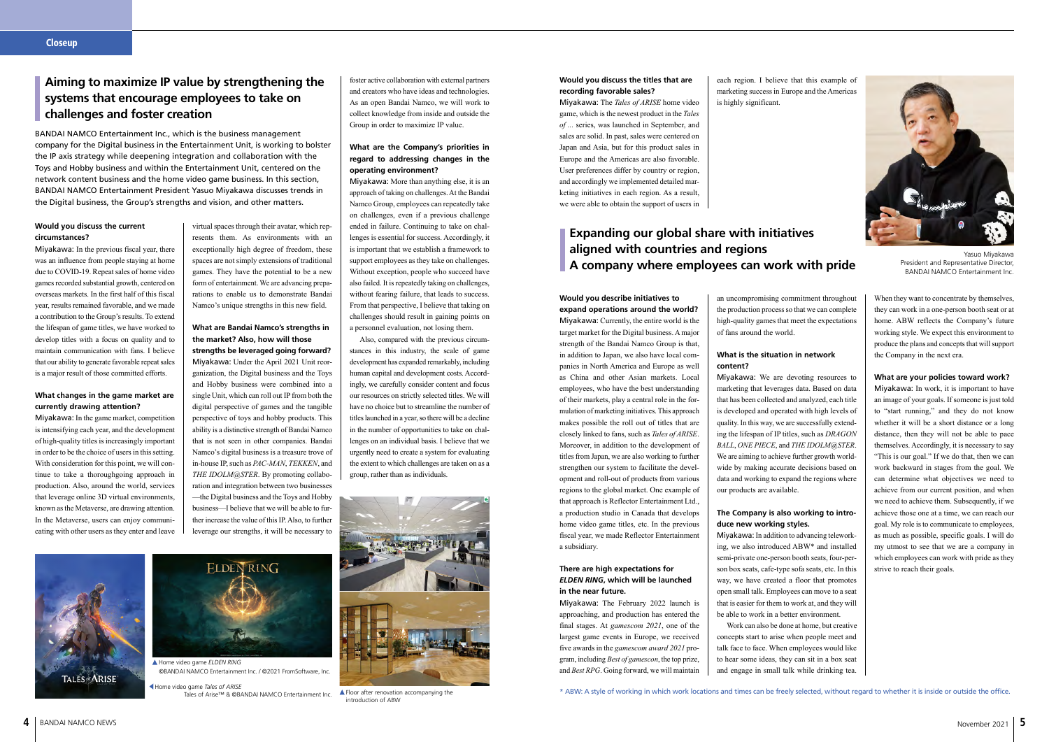Closeup

## Aiming to maximize IP value by strengthening the systems that encourage employees to take on challenges and foster creation

BANDAI NAMCO Entertainment Inc., which is the business management company for the Digital business in the Entertainment Unit, is working to bolster the IP axis strategy while deepening integration and collaboration with the Toys and Hobby business and within the Entertainment Unit, centered on the network content business and the home video game business. In this section, BANDAI NAMCO Entertainment President Yasuo Miyakawa discusses trends in the Digital business, the Group's strengths and vision, and other matters.

**Would you discuss the current circumstances?**

Miyakawa: In the previous fiscal year, there was an influence from people staying at home due to COVID-19. Repeat sales of home video games recorded substantial growth, centered on overseas markets. In the first half of this fiscal year, results remained favorable, and we made a contribution to the Group's results. To extend the lifespan of game titles, we have worked to develop titles with a focus on quality and to maintain communication with fans. I believe that our ability to generate favorable repeat sales is a major result of those committed efforts.

**What changes in the game market are currently drawing attention?**

Miyakawa: In the game market, competition is intensifying each year, and the development of high-quality titles is increasingly important in order to be the choice of users in this setting. With consideration for this point, we will continue to take a thoroughgoing approach in production. Also, around the world, services that leverage online 3D virtual environments, known as the Metaverse, are drawing attention. In the Metaverse, users can enjoy communicating with other users as they enter and leave virtual spaces through their avatar, which represents them. As environments with an exceptionally high degree of freedom, these spaces are not simply extensions of traditional games. They have the potential to be a new form of entertainment. We are advancing preparations to enable us to demonstrate Bandai Namco's unique strengths in this new field.

**What are Bandai Namco's strengths in the market? Also, how will those strengths be leveraged going forward?**

Miyakawa: Under the April 2021 Unit reorganization, the Digital business and the Toys and Hobby business were combined into a single Unit, which can roll out IP from both the digital perspective of games and the tangible perspective of toys and hobby products. This ability is a distinctive strength of Bandai Namco that is not seen in other companies. Bandai Namco's digital business is a treasure trove of in-house IP, such as *PAC-MAN*, *TEKKEN*, and *THE IDOLM@STER*. By promoting collaboration and integration between two businesses—the Digital business and the Toys and Hobby business—I believe that we will be able to further increase the value of this IP. Also, to further leverage our strengths, it will be necessary to foster active collaboration with external partners and creators who have ideas and technologies. As an open Bandai Namco, we will work to collect knowledge from inside and outside the Group in order to maximize IP value.

**What are the Company's priorities in regard to addressing changes in the operating environment?**

Miyakawa: More than anything else, it is an approach of taking on challenges. At the Bandai Namco Group, employees can repeatedly take on challenges, even if a previous challenge ended in failure. Continuing to take on challenges is essential for success. Accordingly, it is important that we establish a framework to support employees as they take on challenges. Without exception, people who succeed have also failed. It is repeatedly taking on challenges, without fearing failure, that leads to success. From that perspective, I believe that taking on challenges should result in gaining points on a personnel evaluation, not losing them.

Also, compared with the previous circumstances in this industry, the scale of game development has expanded remarkably, including human capital and development costs. Accordingly, we carefully consider content and focus our resources on strictly selected titles. We will have no choice but to streamline the number of titles launched in a year, so there will be a decline in the number of opportunities to take on challenges on an individual basis. I believe that we urgently need to create a system for evaluating the extent to which challenges are taken on as a group, rather than as individuals.

▲Home video game *ELDEN RING*
©BANDAI NAMCO Entertainment Inc. / ©2021 FromSoftware, Inc.

◀Home video game *Tales of ARISE*
Tales of Arise™ & ©BANDAI NAMCO Entertainment Inc.

▲Floor after renovation accompanying the introduction of ABW

**Would you discuss the titles that are recording favorable sales?**

Miyakawa: The *Tales of ARISE* home video game, which is the newest product in the *Tales of ...* series, was launched in September, and sales are solid. In past, sales were centered on Japan and Asia, but for this product sales in Europe and the Americas are also favorable. User preferences differ by country or region, and accordingly we implemented detailed marketing initiatives in each region. As a result, we were able to obtain the support of users in each region. I believe that this example of marketing success in Europe and the Americas is highly significant.

Yasuo Miyakawa
President and Representative Director,
BANDAI NAMCO Entertainment Inc.

## Expanding our global share with initiatives aligned with countries and regions
## A company where employees can work with pride

**Would you describe initiatives to expand operations around the world?**

Miyakawa: Currently, the entire world is the target market for the Digital business. A major strength of the Bandai Namco Group is that, in addition to Japan, we also have local companies in North America and Europe as well as China and other Asian markets. Local employees, who have the best understanding of their markets, play a central role in the formulation of marketing initiatives. This approach makes possible the roll out of titles that are closely linked to fans, such as *Tales of ARISE*. Moreover, in addition to the development of titles from Japan, we are also working to further strengthen our system to facilitate the development and roll-out of products from various regions to the global market. One example of that approach is Reflector Entertainment Ltd., a production studio in Canada that develops home video game titles, etc. In the previous fiscal year, we made Reflector Entertainment a subsidiary.

**There are high expectations for *ELDEN RING*, which will be launched in the near future.**

Miyakawa: The February 2022 launch is approaching, and production has entered the final stages. At *gamescom 2021*, one of the largest game events in Europe, we received five awards in the *gamescom award 2021* program, including *Best of gamescom*, the top prize, and *Best RPG*. Going forward, we will maintain an uncompromising commitment throughout the production process so that we can complete high-quality games that meet the expectations of fans around the world.

**What is the situation in network content?**

Miyakawa: We are devoting resources to marketing that leverages data. Based on data that has been collected and analyzed, each title is developed and operated with high levels of quality. In this way, we are successfully extending the lifespan of IP titles, such as *DRAGON BALL*, *ONE PIECE*, and *THE IDOLM@STER*. We are aiming to achieve further growth worldwide by making accurate decisions based on data and working to expand the regions where our products are available.

**The Company is also working to introduce new working styles.**

Miyakawa: In addition to advancing teleworking, we also introduced ABW* and installed semi-private one-person booth seats, four-person box seats, cafe-type sofa seats, etc. In this way, we have created a floor that promotes open small talk. Employees can move to a seat that is easier for them to work at, and they will be able to work in a better environment.

Work can also be done at home, but creative concepts start to arise when people meet and talk face to face. When employees would like to hear some ideas, they can sit in a box seat and engage in small talk while drinking tea. When they want to concentrate by themselves, they can work in a one-person booth seat or at home. ABW reflects the Company's future working style. We expect this environment to produce the plans and concepts that will support the Company in the next era.

**What are your policies toward work?**

Miyakawa: In work, it is important to have an image of your goals. If someone is just told to "start running," and they do not know whether it will be a short distance or a long distance, then they will not be able to pace themselves. Accordingly, it is necessary to say "This is our goal." If we do that, then we can work backward in stages from the goal. We can determine what objectives we need to achieve from our current position, and when we need to achieve them. Subsequently, if we achieve those one at a time, we can reach our goal. My role is to communicate to employees, as much as possible, specific goals. I will do my utmost to see that we are a company in which employees can work with pride as they strive to reach their goals.

\* ABW: A style of working in which work locations and times can be freely selected, without regard to whether it is inside or outside the office.